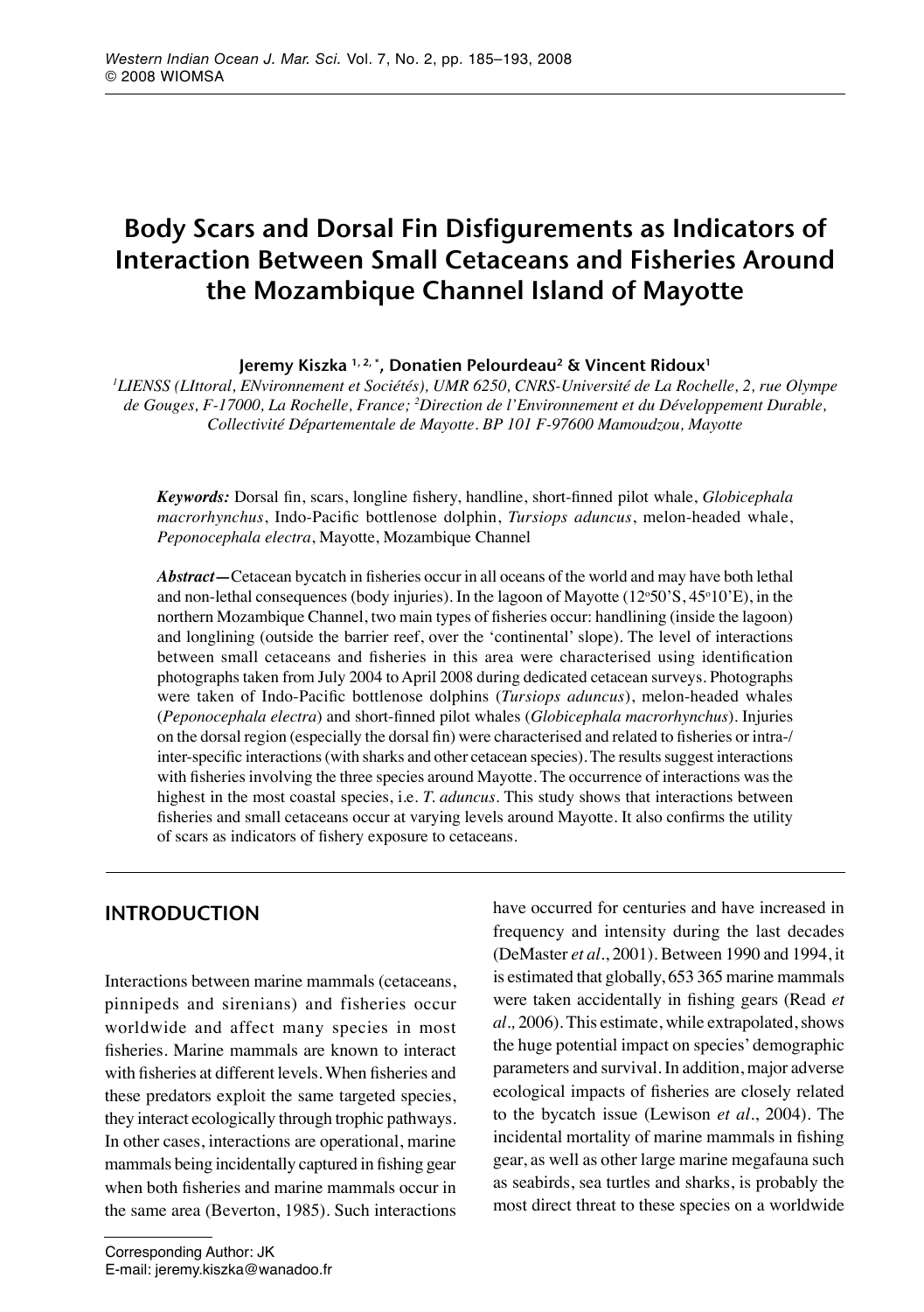# Body Scars and Dorsal Fin Disfigurements as Indicators of Interaction Between Small Cetaceans and Fisheries Around the Mozambique Channel Island of Mayotte

**Jeremy Kiszka [1, 2, *], Donatien Pelourdeau[2] & Vincent Ridoux[1]**

*[1]LIENSS (LIttoral, ENvironnement et Sociétés), UMR 6250, CNRS-Université de La Rochelle, 2, rue Olympe de Gouges, F-17000, La Rochelle, France; [2]Direction de l'Environnement et du Développement Durable, Collectivité Départementale de Mayotte. BP 101 F-97600 Mamoudzou, Mayotte*

***Keywords:*** Dorsal fin, scars, longline fishery, handline, short-finned pilot whale, *Globicephala macrorhynchus*, Indo-Pacific bottlenose dolphin, *Tursiops aduncus*, melon-headed whale, *Peponocephala electra*, Mayotte, Mozambique Channel

***Abstract—*** Cetacean bycatch in fisheries occur in all oceans of the world and may have both lethal and non-lethal consequences (body injuries). In the lagoon of Mayotte (12°50'S, 45°10'E), in the northern Mozambique Channel, two main types of fisheries occur: handlining (inside the lagoon) and longlining (outside the barrier reef, over the 'continental' slope). The level of interactions between small cetaceans and fisheries in this area were characterised using identification photographs taken from July 2004 to April 2008 during dedicated cetacean surveys. Photographs were taken of Indo-Pacific bottlenose dolphins (*Tursiops aduncus*), melon-headed whales (*Peponocephala electra*) and short-finned pilot whales (*Globicephala macrorhynchus*). Injuries on the dorsal region (especially the dorsal fin) were characterised and related to fisheries or intra-/inter-specific interactions (with sharks and other cetacean species). The results suggest interactions with fisheries involving the three species around Mayotte. The occurrence of interactions was the highest in the most coastal species, i.e. *T. aduncus*. This study shows that interactions between fisheries and small cetaceans occur at varying levels around Mayotte. It also confirms the utility of scars as indicators of fishery exposure to cetaceans.

## INTRODUCTION

Interactions between marine mammals (cetaceans, pinnipeds and sirenians) and fisheries occur worldwide and affect many species in most fisheries. Marine mammals are known to interact with fisheries at different levels. When fisheries and these predators exploit the same targeted species, they interact ecologically through trophic pathways. In other cases, interactions are operational, marine mammals being incidentally captured in fishing gear when both fisheries and marine mammals occur in the same area (Beverton, 1985). Such interactions have occurred for centuries and have increased in frequency and intensity during the last decades (DeMaster *et al*., 2001). Between 1990 and 1994, it is estimated that globally, 653 365 marine mammals were taken accidentally in fishing gears (Read *et al.,* 2006). This estimate, while extrapolated, shows the huge potential impact on species' demographic parameters and survival. In addition, major adverse ecological impacts of fisheries are closely related to the bycatch issue (Lewison *et al*., 2004). The incidental mortality of marine mammals in fishing gear, as well as other large marine megafauna such as seabirds, sea turtles and sharks, is probably the most direct threat to these species on a worldwide

Corresponding Author: JK
E-mail: jeremy.kiszka@wanadoo.fr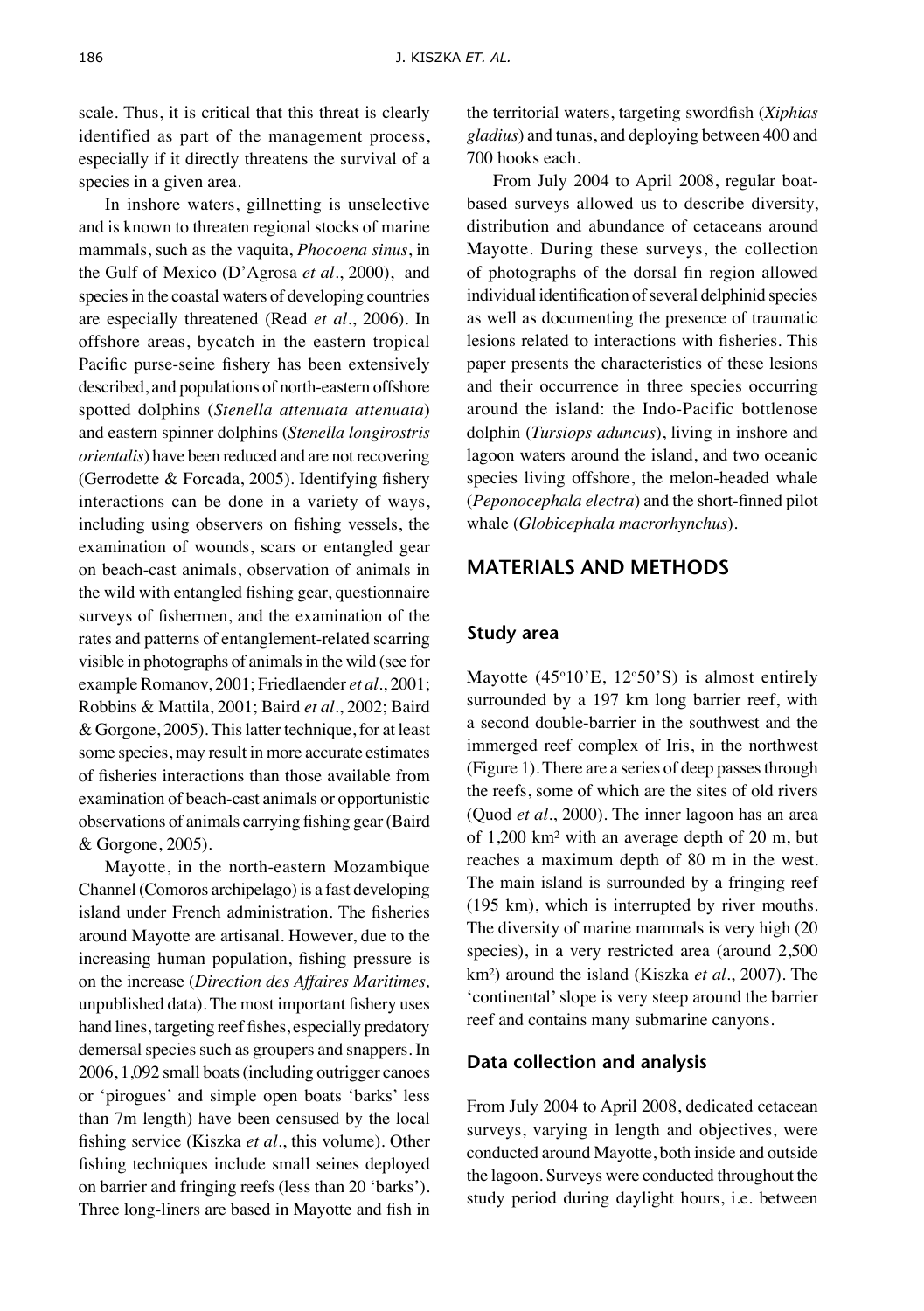scale. Thus, it is critical that this threat is clearly identified as part of the management process, especially if it directly threatens the survival of a species in a given area.

In inshore waters, gillnetting is unselective and is known to threaten regional stocks of marine mammals, such as the vaquita, *Phocoena sinus*, in the Gulf of Mexico (D'Agrosa *et al*., 2000), and species in the coastal waters of developing countries are especially threatened (Read *et al*., 2006). In offshore areas, bycatch in the eastern tropical Pacific purse-seine fishery has been extensively described, and populations of north-eastern offshore spotted dolphins (*Stenella attenuata attenuata*) and eastern spinner dolphins (*Stenella longirostris orientalis*) have been reduced and are not recovering (Gerrodette & Forcada, 2005). Identifying fishery interactions can be done in a variety of ways, including using observers on fishing vessels, the examination of wounds, scars or entangled gear on beach-cast animals, observation of animals in the wild with entangled fishing gear, questionnaire surveys of fishermen, and the examination of the rates and patterns of entanglement-related scarring visible in photographs of animals in the wild (see for example Romanov, 2001; Friedlaender *et al*., 2001; Robbins & Mattila, 2001; Baird *et al*., 2002; Baird & Gorgone, 2005). This latter technique, for at least some species, may result in more accurate estimates of fisheries interactions than those available from examination of beach-cast animals or opportunistic observations of animals carrying fishing gear (Baird & Gorgone, 2005).

Mayotte, in the north-eastern Mozambique Channel (Comoros archipelago) is a fast developing island under French administration. The fisheries around Mayotte are artisanal. However, due to the increasing human population, fishing pressure is on the increase (*Direction des Affaires Maritimes,* unpublished data). The most important fishery uses hand lines, targeting reef fishes, especially predatory demersal species such as groupers and snappers. In 2006, 1,092 small boats (including outrigger canoes or 'pirogues' and simple open boats 'barks' less than 7m length) have been censused by the local fishing service (Kiszka *et al*., this volume). Other fishing techniques include small seines deployed on barrier and fringing reefs (less than 20 'barks'). Three long-liners are based in Mayotte and fish in the territorial waters, targeting swordfish (*Xiphias gladius*) and tunas, and deploying between 400 and 700 hooks each.

From July 2004 to April 2008, regular boat-based surveys allowed us to describe diversity, distribution and abundance of cetaceans around Mayotte. During these surveys, the collection of photographs of the dorsal fin region allowed individual identification of several delphinid species as well as documenting the presence of traumatic lesions related to interactions with fisheries. This paper presents the characteristics of these lesions and their occurrence in three species occurring around the island: the Indo-Pacific bottlenose dolphin (*Tursiops aduncus*), living in inshore and lagoon waters around the island, and two oceanic species living offshore, the melon-headed whale (*Peponocephala electra*) and the short-finned pilot whale (*Globicephala macrorhynchus*).

## MATERIALS AND METHODS

### Study area

Mayotte (45°10'E, 12°50'S) is almost entirely surrounded by a 197 km long barrier reef, with a second double-barrier in the southwest and the immerged reef complex of Iris, in the northwest (Figure 1). There are a series of deep passes through the reefs, some of which are the sites of old rivers (Quod *et al*., 2000). The inner lagoon has an area of 1,200 km$^2$ with an average depth of 20 m, but reaches a maximum depth of 80 m in the west. The main island is surrounded by a fringing reef (195 km), which is interrupted by river mouths. The diversity of marine mammals is very high (20 species), in a very restricted area (around 2,500 km$^2$) around the island (Kiszka *et al*., 2007). The 'continental' slope is very steep around the barrier reef and contains many submarine canyons.

### Data collection and analysis

From July 2004 to April 2008, dedicated cetacean surveys, varying in length and objectives, were conducted around Mayotte, both inside and outside the lagoon. Surveys were conducted throughout the study period during daylight hours, i.e. between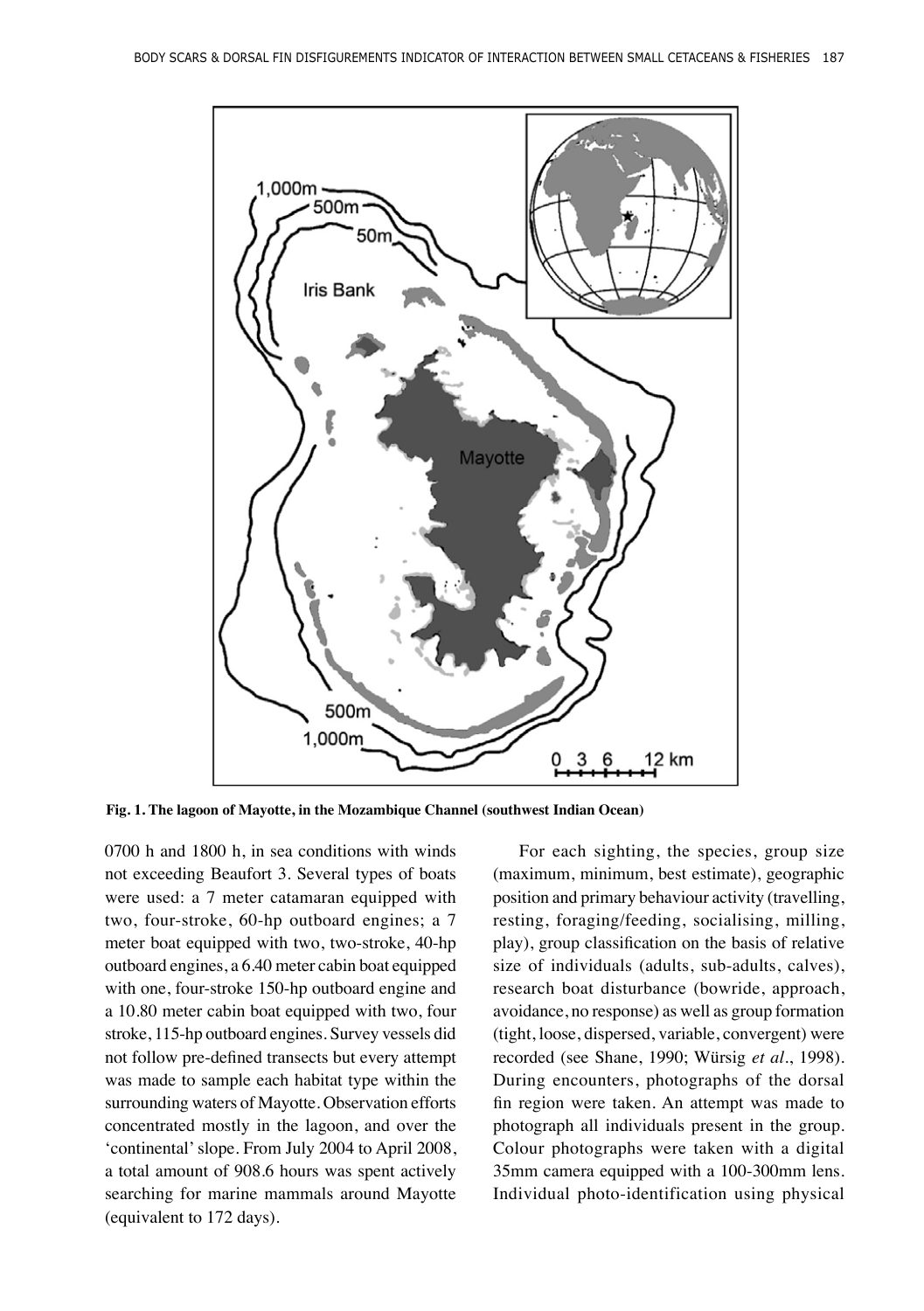**Fig. 1. The lagoon of Mayotte, in the Mozambique Channel (southwest Indian Ocean)**

0700 h and 1800 h, in sea conditions with winds not exceeding Beaufort 3. Several types of boats were used: a 7 meter catamaran equipped with two, four-stroke, 60-hp outboard engines; a 7 meter boat equipped with two, two-stroke, 40-hp outboard engines, a 6.40 meter cabin boat equipped with one, four-stroke 150-hp outboard engine and a 10.80 meter cabin boat equipped with two, four stroke, 115-hp outboard engines. Survey vessels did not follow pre-defined transects but every attempt was made to sample each habitat type within the surrounding waters of Mayotte. Observation efforts concentrated mostly in the lagoon, and over the 'continental' slope. From July 2004 to April 2008, a total amount of 908.6 hours was spent actively searching for marine mammals around Mayotte (equivalent to 172 days).

For each sighting, the species, group size (maximum, minimum, best estimate), geographic position and primary behaviour activity (travelling, resting, foraging/feeding, socialising, milling, play), group classification on the basis of relative size of individuals (adults, sub-adults, calves), research boat disturbance (bowride, approach, avoidance, no response) as well as group formation (tight, loose, dispersed, variable, convergent) were recorded (see Shane, 1990; Würsig *et al*., 1998). During encounters, photographs of the dorsal fin region were taken. An attempt was made to photograph all individuals present in the group. Colour photographs were taken with a digital 35mm camera equipped with a 100-300mm lens. Individual photo-identification using physical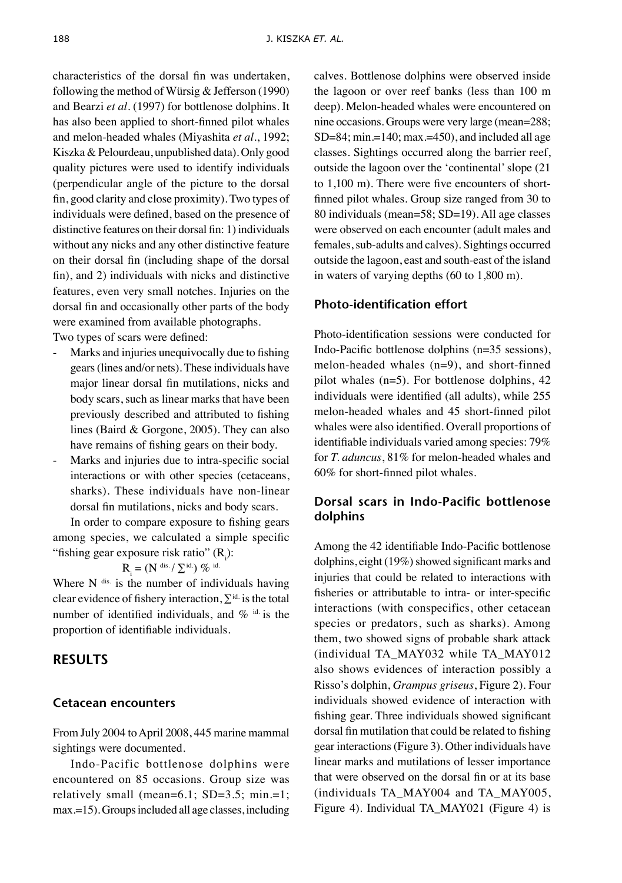characteristics of the dorsal fin was undertaken, following the method of Würsig & Jefferson (1990) and Bearzi *et al*. (1997) for bottlenose dolphins. It has also been applied to short-finned pilot whales and melon-headed whales (Miyashita *et al*., 1992; Kiszka & Pelourdeau, unpublished data). Only good quality pictures were used to identify individuals (perpendicular angle of the picture to the dorsal fin, good clarity and close proximity). Two types of individuals were defined, based on the presence of distinctive features on their dorsal fin: 1) individuals without any nicks and any other distinctive feature on their dorsal fin (including shape of the dorsal fin), and 2) individuals with nicks and distinctive features, even very small notches. Injuries on the dorsal fin and occasionally other parts of the body were examined from available photographs.

Two types of scars were defined:

- Marks and injuries unequivocally due to fishing gears (lines and/or nets). These individuals have major linear dorsal fin mutilations, nicks and body scars, such as linear marks that have been previously described and attributed to fishing lines (Baird & Gorgone, 2005). They can also have remains of fishing gears on their body.
- Marks and injuries due to intra-specific social interactions or with other species (cetaceans, sharks). These individuals have non-linear dorsal fin mutilations, nicks and body scars.

In order to compare exposure to fishing gears among species, we calculated a simple specific "fishing gear exposure risk ratio" ($R_i$):

$$R_i = (N^{dis.} / \sum^{id.}) \,\%^{\,id.}$$

Where $N^{dis.}$ is the number of individuals having clear evidence of fishery interaction, $\sum^{id.}$ is the total number of identified individuals, and $\%^{\,id.}$ is the proportion of identifiable individuals.

## RESULTS

### Cetacean encounters

From July 2004 to April 2008, 445 marine mammal sightings were documented.

Indo-Pacific bottlenose dolphins were encountered on 85 occasions. Group size was relatively small (mean=6.1; SD=3.5; min.=1; max.=15). Groups included all age classes, including calves. Bottlenose dolphins were observed inside the lagoon or over reef banks (less than 100 m deep). Melon-headed whales were encountered on nine occasions. Groups were very large (mean=288; SD=84; min.=140; max.=450), and included all age classes. Sightings occurred along the barrier reef, outside the lagoon over the 'continental' slope (21 to 1,100 m). There were five encounters of short-finned pilot whales. Group size ranged from 30 to 80 individuals (mean=58; SD=19). All age classes were observed on each encounter (adult males and females, sub-adults and calves). Sightings occurred outside the lagoon, east and south-east of the island in waters of varying depths (60 to 1,800 m).

### Photo-identification effort

Photo-identification sessions were conducted for Indo-Pacific bottlenose dolphins (n=35 sessions), melon-headed whales (n=9), and short-finned pilot whales (n=5). For bottlenose dolphins, 42 individuals were identified (all adults), while 255 melon-headed whales and 45 short-finned pilot whales were also identified. Overall proportions of identifiable individuals varied among species: 79% for *T. aduncus*, 81% for melon-headed whales and 60% for short-finned pilot whales.

### Dorsal scars in Indo-Pacific bottlenose dolphins

Among the 42 identifiable Indo-Pacific bottlenose dolphins, eight (19%) showed significant marks and injuries that could be related to interactions with fisheries or attributable to intra- or inter-specific interactions (with conspecifics, other cetacean species or predators, such as sharks). Among them, two showed signs of probable shark attack (individual TA_MAY032 while TA_MAY012 also shows evidences of interaction possibly a Risso's dolphin, *Grampus griseus*, Figure 2). Four individuals showed evidence of interaction with fishing gear. Three individuals showed significant dorsal fin mutilation that could be related to fishing gear interactions (Figure 3). Other individuals have linear marks and mutilations of lesser importance that were observed on the dorsal fin or at its base (individuals TA_MAY004 and TA_MAY005, Figure 4). Individual TA_MAY021 (Figure 4) is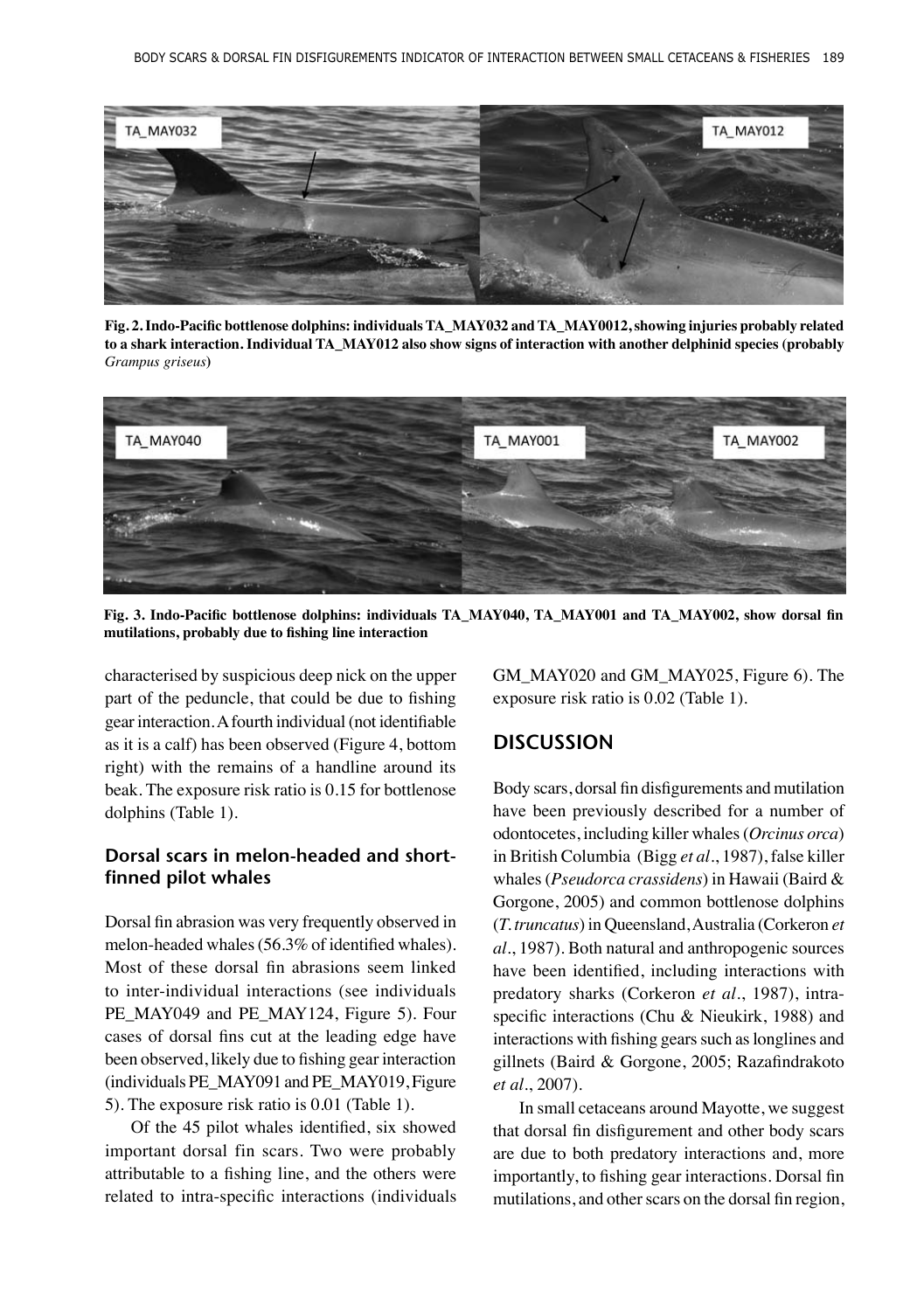Fig. 2. Indo-Pacific bottlenose dolphins: individuals TA_MAY032 and TA_MAY0012, showing injuries probably related to a shark interaction. Individual TA_MAY012 also show signs of interaction with another delphinid species (probably *Grampus griseus*)

Fig. 3. Indo-Pacific bottlenose dolphins: individuals TA_MAY040, TA_MAY001 and TA_MAY002, show dorsal fin mutilations, probably due to fishing line interaction

characterised by suspicious deep nick on the upper part of the peduncle, that could be due to fishing gear interaction. A fourth individual (not identifiable as it is a calf) has been observed (Figure 4, bottom right) with the remains of a handline around its beak. The exposure risk ratio is 0.15 for bottlenose dolphins (Table 1).

### Dorsal scars in melon-headed and short-finned pilot whales

Dorsal fin abrasion was very frequently observed in melon-headed whales (56.3% of identified whales). Most of these dorsal fin abrasions seem linked to inter-individual interactions (see individuals PE_MAY049 and PE_MAY124, Figure 5). Four cases of dorsal fins cut at the leading edge have been observed, likely due to fishing gear interaction (individuals PE_MAY091 and PE_MAY019, Figure 5). The exposure risk ratio is 0.01 (Table 1).

Of the 45 pilot whales identified, six showed important dorsal fin scars. Two were probably attributable to a fishing line, and the others were related to intra-specific interactions (individuals GM_MAY020 and GM_MAY025, Figure 6). The exposure risk ratio is 0.02 (Table 1).

## DISCUSSION

Body scars, dorsal fin disfigurements and mutilation have been previously described for a number of odontocetes, including killer whales (*Orcinus orca*) in British Columbia (Bigg *et al*., 1987), false killer whales (*Pseudorca crassidens*) in Hawaii (Baird & Gorgone, 2005) and common bottlenose dolphins (*T. truncatus*) in Queensland, Australia (Corkeron *et al*., 1987). Both natural and anthropogenic sources have been identified, including interactions with predatory sharks (Corkeron *et al*., 1987), intra-specific interactions (Chu & Nieukirk, 1988) and interactions with fishing gears such as longlines and gillnets (Baird & Gorgone, 2005; Razafindrakoto *et al*., 2007).

In small cetaceans around Mayotte, we suggest that dorsal fin disfigurement and other body scars are due to both predatory interactions and, more importantly, to fishing gear interactions. Dorsal fin mutilations, and other scars on the dorsal fin region,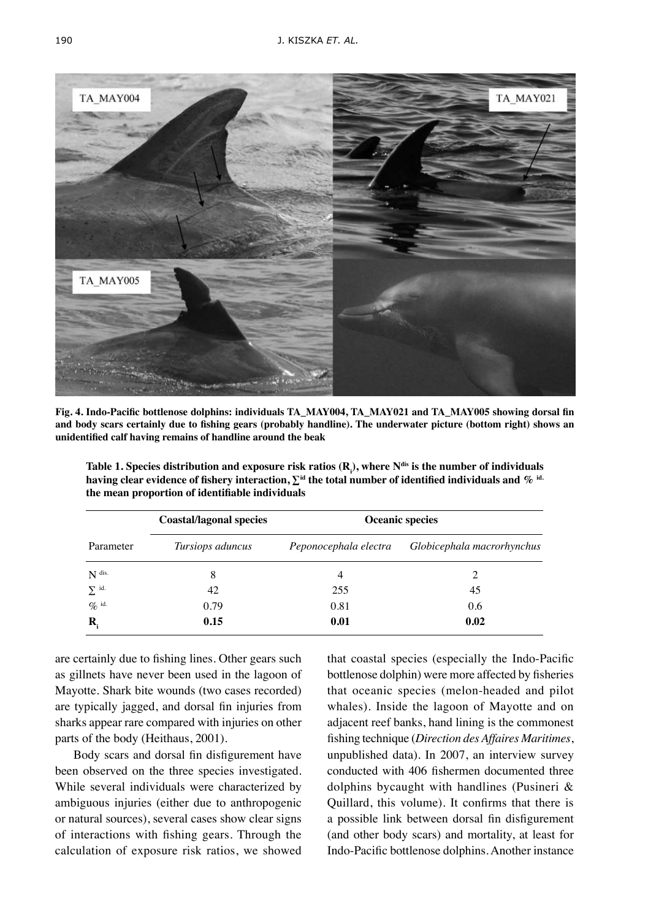**Fig. 4. Indo-Pacific bottlenose dolphins: individuals TA_MAY004, TA_MAY021 and TA_MAY005 showing dorsal fin and body scars certainly due to fishing gears (probably handline). The underwater picture (bottom right) shows an unidentified calf having remains of handline around the beak**

**Table 1. Species distribution and exposure risk ratios ($R_i$), where $N^{dis}$ is the number of individuals having clear evidence of fishery interaction, $\sum^{id}$ the total number of identified individuals and $\%^{id.}$ the mean proportion of identifiable individuals**

| | Coastal/lagonal species | Oceanic species | |
|---|---|---|---|
| Parameter | *Tursiops aduncus* | *Peponocephala electra* | *Globicephala macrorhynchus* |
| $N^{dis.}$ | 8 | 4 | 2 |
| $\sum^{id.}$ | 42 | 255 | 45 |
| $\%^{id.}$ | 0.79 | 0.81 | 0.6 |
| $\mathbf{R_i}$ | **0.15** | **0.01** | **0.02** |

are certainly due to fishing lines. Other gears such as gillnets have never been used in the lagoon of Mayotte. Shark bite wounds (two cases recorded) are typically jagged, and dorsal fin injuries from sharks appear rare compared with injuries on other parts of the body (Heithaus, 2001).

Body scars and dorsal fin disfigurement have been observed on the three species investigated. While several individuals were characterized by ambiguous injuries (either due to anthropogenic or natural sources), several cases show clear signs of interactions with fishing gears. Through the calculation of exposure risk ratios, we showed that coastal species (especially the Indo-Pacific bottlenose dolphin) were more affected by fisheries that oceanic species (melon-headed and pilot whales). Inside the lagoon of Mayotte and on adjacent reef banks, hand lining is the commonest fishing technique (*Direction des Affaires Maritimes*, unpublished data). In 2007, an interview survey conducted with 406 fishermen documented three dolphins bycaught with handlines (Pusineri & Quillard, this volume). It confirms that there is a possible link between dorsal fin disfigurement (and other body scars) and mortality, at least for Indo-Pacific bottlenose dolphins. Another instance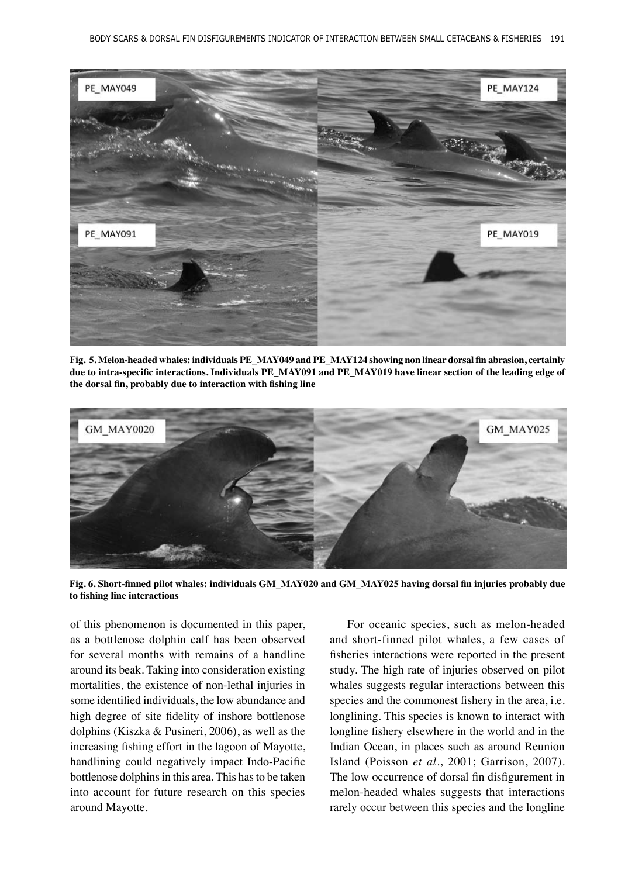**Fig. 5. Melon-headed whales: individuals PE_MAY049 and PE_MAY124 showing non linear dorsal fin abrasion, certainly due to intra-specific interactions. Individuals PE_MAY091 and PE_MAY019 have linear section of the leading edge of the dorsal fin, probably due to interaction with fishing line**

**Fig. 6. Short-finned pilot whales: individuals GM_MAY020 and GM_MAY025 having dorsal fin injuries probably due to fishing line interactions**

of this phenomenon is documented in this paper, as a bottlenose dolphin calf has been observed for several months with remains of a handline around its beak. Taking into consideration existing mortalities, the existence of non-lethal injuries in some identified individuals, the low abundance and high degree of site fidelity of inshore bottlenose dolphins (Kiszka & Pusineri, 2006), as well as the increasing fishing effort in the lagoon of Mayotte, handlining could negatively impact Indo-Pacific bottlenose dolphins in this area. This has to be taken into account for future research on this species around Mayotte.

For oceanic species, such as melon-headed and short-finned pilot whales, a few cases of fisheries interactions were reported in the present study. The high rate of injuries observed on pilot whales suggests regular interactions between this species and the commonest fishery in the area, i.e. longlining. This species is known to interact with longline fishery elsewhere in the world and in the Indian Ocean, in places such as around Reunion Island (Poisson *et al.*, 2001; Garrison, 2007). The low occurrence of dorsal fin disfigurement in melon-headed whales suggests that interactions rarely occur between this species and the longline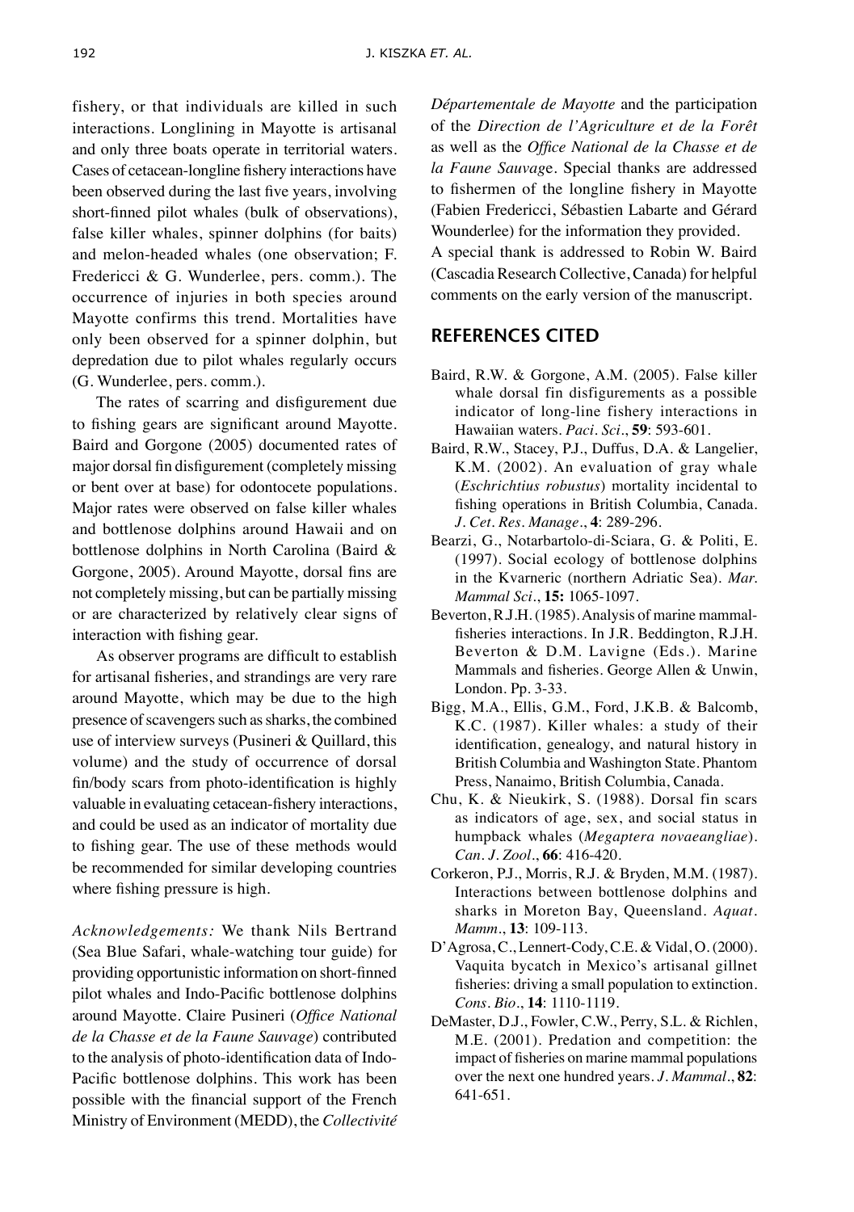fishery, or that individuals are killed in such interactions. Longlining in Mayotte is artisanal and only three boats operate in territorial waters. Cases of cetacean-longline fishery interactions have been observed during the last five years, involving short-finned pilot whales (bulk of observations), false killer whales, spinner dolphins (for baits) and melon-headed whales (one observation; F. Fredericci & G. Wunderlee, pers. comm.). The occurrence of injuries in both species around Mayotte confirms this trend. Mortalities have only been observed for a spinner dolphin, but depredation due to pilot whales regularly occurs (G. Wunderlee, pers. comm.).

The rates of scarring and disfigurement due to fishing gears are significant around Mayotte. Baird and Gorgone (2005) documented rates of major dorsal fin disfigurement (completely missing or bent over at base) for odontocete populations. Major rates were observed on false killer whales and bottlenose dolphins around Hawaii and on bottlenose dolphins in North Carolina (Baird & Gorgone, 2005). Around Mayotte, dorsal fins are not completely missing, but can be partially missing or are characterized by relatively clear signs of interaction with fishing gear.

As observer programs are difficult to establish for artisanal fisheries, and strandings are very rare around Mayotte, which may be due to the high presence of scavengers such as sharks, the combined use of interview surveys (Pusineri & Quillard, this volume) and the study of occurrence of dorsal fin/body scars from photo-identification is highly valuable in evaluating cetacean-fishery interactions, and could be used as an indicator of mortality due to fishing gear. The use of these methods would be recommended for similar developing countries where fishing pressure is high.

*Acknowledgements:* We thank Nils Bertrand (Sea Blue Safari, whale-watching tour guide) for providing opportunistic information on short-finned pilot whales and Indo-Pacific bottlenose dolphins around Mayotte. Claire Pusineri (*Office National de la Chasse et de la Faune Sauvage*) contributed to the analysis of photo-identification data of Indo-Pacific bottlenose dolphins. This work has been possible with the financial support of the French Ministry of Environment (MEDD), the *Collectivité Départementale de Mayotte* and the participation of the *Direction de l'Agriculture et de la Forêt* as well as the *Office National de la Chasse et de la Faune Sauvage*. Special thanks are addressed to fishermen of the longline fishery in Mayotte (Fabien Fredericci, Sébastien Labarte and Gérard Wounderlee) for the information they provided.
A special thank is addressed to Robin W. Baird (Cascadia Research Collective, Canada) for helpful comments on the early version of the manuscript.

## REFERENCES CITED

Baird, R.W. & Gorgone, A.M. (2005). False killer whale dorsal fin disfigurements as a possible indicator of long-line fishery interactions in Hawaiian waters. *Paci. Sci.*, **59**: 593-601.

Baird, R.W., Stacey, P.J., Duffus, D.A. & Langelier, K.M. (2002). An evaluation of gray whale (*Eschrichtius robustus*) mortality incidental to fishing operations in British Columbia, Canada. *J. Cet. Res. Manage.*, **4**: 289-296.

Bearzi, G., Notarbartolo-di-Sciara, G. & Politi, E. (1997). Social ecology of bottlenose dolphins in the Kvarneric (northern Adriatic Sea). *Mar. Mammal Sci.*, **15:** 1065-1097.

Beverton, R.J.H. (1985). Analysis of marine mammal-fisheries interactions. In J.R. Beddington, R.J.H. Beverton & D.M. Lavigne (Eds.). Marine Mammals and fisheries. George Allen & Unwin, London. Pp. 3-33.

Bigg, M.A., Ellis, G.M., Ford, J.K.B. & Balcomb, K.C. (1987). Killer whales: a study of their identification, genealogy, and natural history in British Columbia and Washington State. Phantom Press, Nanaimo, British Columbia, Canada.

Chu, K. & Nieukirk, S. (1988). Dorsal fin scars as indicators of age, sex, and social status in humpback whales (*Megaptera novaeangliae*). *Can. J. Zool.*, **66**: 416-420.

Corkeron, P.J., Morris, R.J. & Bryden, M.M. (1987). Interactions between bottlenose dolphins and sharks in Moreton Bay, Queensland. *Aquat. Mamm.*, **13**: 109-113.

D'Agrosa, C., Lennert-Cody, C.E. & Vidal, O. (2000). Vaquita bycatch in Mexico's artisanal gillnet fisheries: driving a small population to extinction. *Cons. Bio.*, **14**: 1110-1119.

DeMaster, D.J., Fowler, C.W., Perry, S.L. & Richlen, M.E. (2001). Predation and competition: the impact of fisheries on marine mammal populations over the next one hundred years. *J. Mammal.*, **82**: 641-651.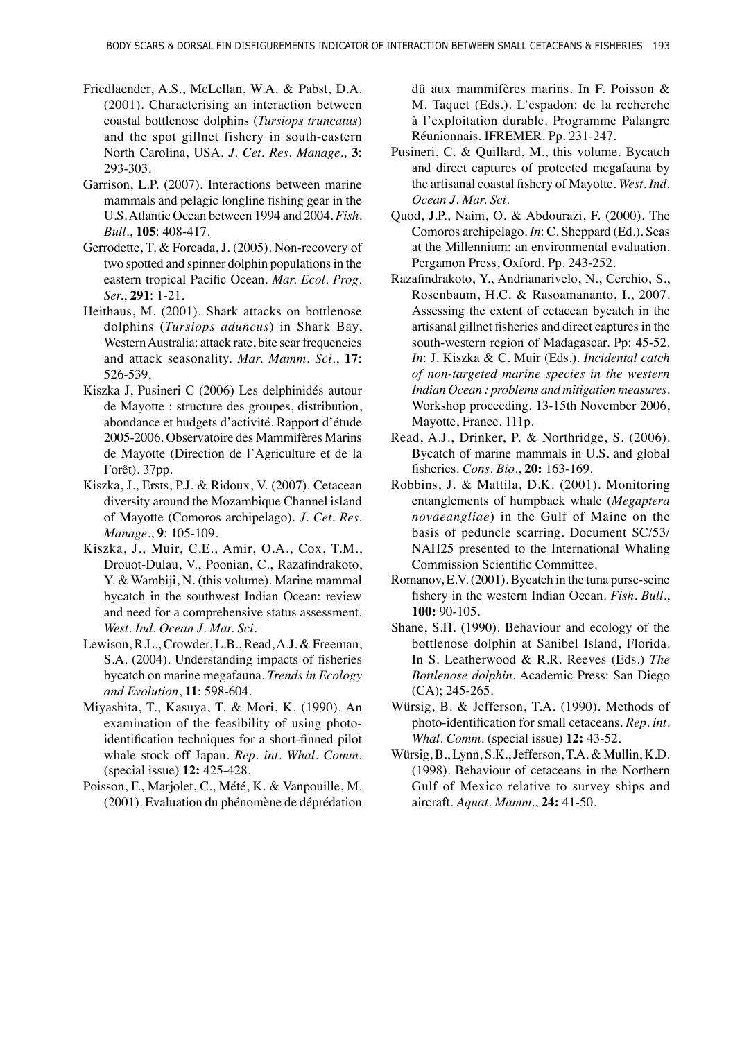Friedlaender, A.S., McLellan, W.A. & Pabst, D.A. (2001). Characterising an interaction between coastal bottlenose dolphins (*Tursiops truncatus*) and the spot gillnet fishery in south-eastern North Carolina, USA. *J. Cet. Res. Manage.*, **3**: 293-303.

Garrison, L.P. (2007). Interactions between marine mammals and pelagic longline fishing gear in the U.S. Atlantic Ocean between 1994 and 2004. *Fish. Bull.*, **105**: 408-417.

Gerrodette, T. & Forcada, J. (2005). Non-recovery of two spotted and spinner dolphin populations in the eastern tropical Pacific Ocean. *Mar. Ecol. Prog. Ser.*, **291**: 1-21.

Heithaus, M. (2001). Shark attacks on bottlenose dolphins (*Tursiops aduncus*) in Shark Bay, Western Australia: attack rate, bite scar frequencies and attack seasonality. *Mar. Mamm. Sci.*, **17**: 526-539.

Kiszka J, Pusineri C (2006) Les delphinidés autour de Mayotte : structure des groupes, distribution, abondance et budgets d'activité. Rapport d'étude 2005-2006. Observatoire des Mammifères Marins de Mayotte (Direction de l'Agriculture et de la Forêt). 37pp.

Kiszka, J., Ersts, P.J. & Ridoux, V. (2007). Cetacean diversity around the Mozambique Channel island of Mayotte (Comoros archipelago). *J. Cet. Res. Manage.*, **9**: 105-109.

Kiszka, J., Muir, C.E., Amir, O.A., Cox, T.M., Drouot-Dulau, V., Poonian, C., Razafindrakoto, Y. & Wambiji, N. (this volume). Marine mammal bycatch in the southwest Indian Ocean: review and need for a comprehensive status assessment. *West. Ind. Ocean J. Mar. Sci.*

Lewison, R.L., Crowder, L.B., Read, A.J. & Freeman, S.A. (2004). Understanding impacts of fisheries bycatch on marine megafauna. *Trends in Ecology and Evolution*, **11**: 598-604.

Miyashita, T., Kasuya, T. & Mori, K. (1990). An examination of the feasibility of using photo-identification techniques for a short-finned pilot whale stock off Japan. *Rep. int. Whal. Comm.* (special issue) **12:** 425-428.

Poisson, F., Marjolet, C., Mété, K. & Vanpouille, M. (2001). Evaluation du phénomène de déprédation dû aux mammifères marins. In F. Poisson & M. Taquet (Eds.). L'espadon: de la recherche à l'exploitation durable. Programme Palangre Réunionnais. IFREMER. Pp. 231-247.

Pusineri, C. & Quillard, M., this volume. Bycatch and direct captures of protected megafauna by the artisanal coastal fishery of Mayotte. *West. Ind. Ocean J. Mar. Sci.*

Quod, J.P., Naim, O. & Abdourazi, F. (2000). The Comoros archipelago. *In*: C. Sheppard (Ed.). Seas at the Millennium: an environmental evaluation. Pergamon Press, Oxford. Pp. 243-252.

Razafindrakoto, Y., Andrianarivelo, N., Cerchio, S., Rosenbaum, H.C. & Rasoamananto, I., 2007. Assessing the extent of cetacean bycatch in the artisanal gillnet fisheries and direct captures in the south-western region of Madagascar. Pp: 45-52. *In*: J. Kiszka & C. Muir (Eds.). *Incidental catch of non-targeted marine species in the western Indian Ocean : problems and mitigation measures*. Workshop proceeding. 13-15th November 2006, Mayotte, France. 111p.

Read, A.J., Drinker, P. & Northridge, S. (2006). Bycatch of marine mammals in U.S. and global fisheries. *Cons. Bio.*, **20:** 163-169.

Robbins, J. & Mattila, D.K. (2001). Monitoring entanglements of humpback whale (*Megaptera novaeangliae*) in the Gulf of Maine on the basis of peduncle scarring. Document SC/53/NAH25 presented to the International Whaling Commission Scientific Committee.

Romanov, E.V. (2001). Bycatch in the tuna purse-seine fishery in the western Indian Ocean. *Fish. Bull.*, **100:** 90-105.

Shane, S.H. (1990). Behaviour and ecology of the bottlenose dolphin at Sanibel Island, Florida. In S. Leatherwood & R.R. Reeves (Eds.) *The Bottlenose dolphin*. Academic Press: San Diego (CA); 245-265.

Würsig, B. & Jefferson, T.A. (1990). Methods of photo-identification for small cetaceans. *Rep. int. Whal. Comm.* (special issue) **12:** 43-52.

Würsig, B., Lynn, S.K., Jefferson, T.A. & Mullin, K.D. (1998). Behaviour of cetaceans in the Northern Gulf of Mexico relative to survey ships and aircraft. *Aquat. Mamm.*, **24:** 41-50.